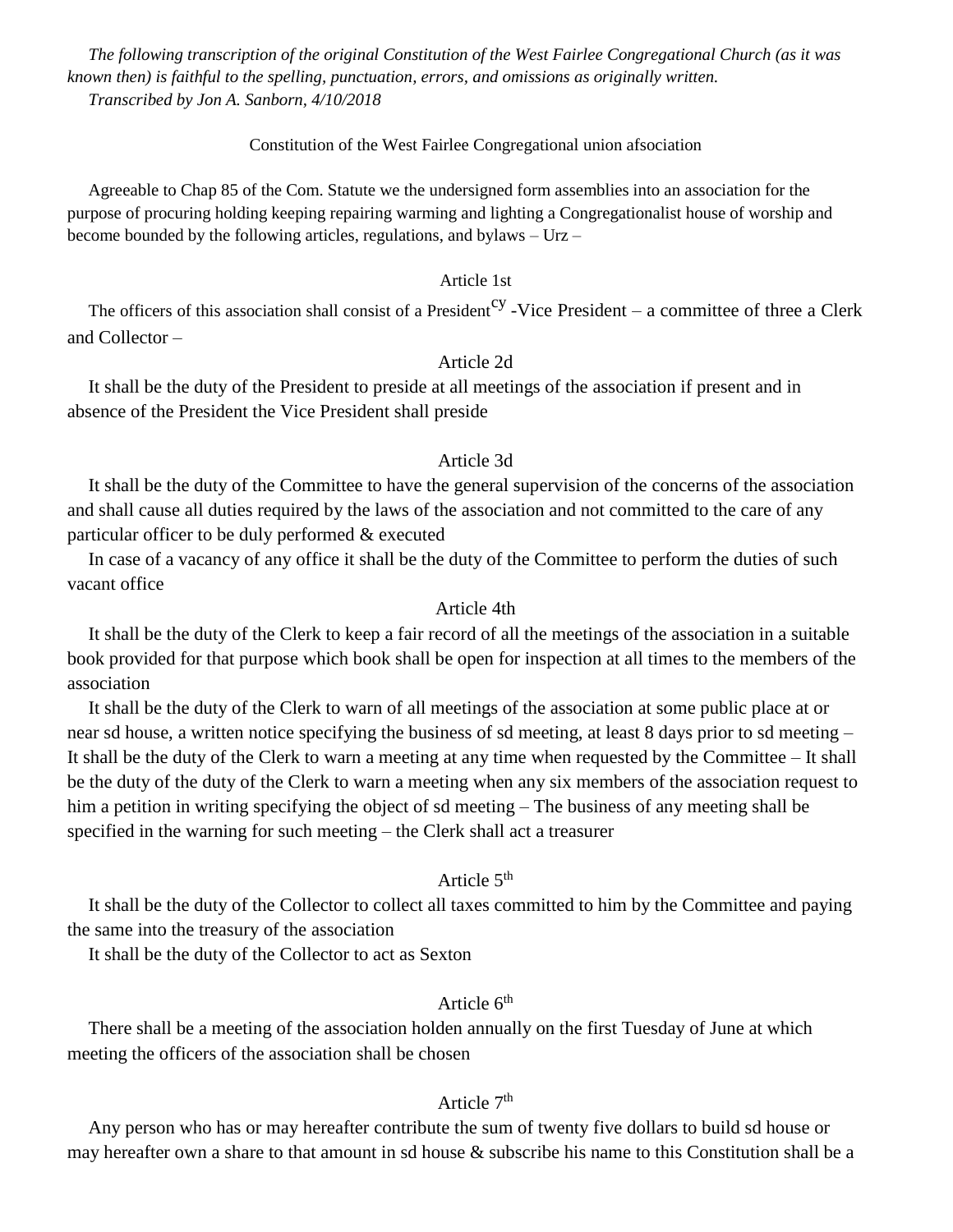*The following transcription of the original Constitution of the West Fairlee Congregational Church (as it was known then) is faithful to the spelling, punctuation, errors, and omissions as originally written.*
*Transcribed by Jon A. Sanborn, 4/10/2018*

Constitution of the West Fairlee Congregational union afsociation

Agreeable to Chap 85 of the Com. Statute we the undersigned form assemblies into an association for the purpose of procuring holding keeping repairing warming and lighting a Congregationalist house of worship and become bounded by the following articles, regulations, and bylaws – Urz –

Article 1st

The officers of this association shall consist of a President[cy] -Vice President – a committee of three a Clerk and Collector –

Article 2d

It shall be the duty of the President to preside at all meetings of the association if present and in absence of the President the Vice President shall preside

Article 3d

It shall be the duty of the Committee to have the general supervision of the concerns of the association and shall cause all duties required by the laws of the association and not committed to the care of any particular officer to be duly performed & executed

In case of a vacancy of any office it shall be the duty of the Committee to perform the duties of such vacant office

Article 4th

It shall be the duty of the Clerk to keep a fair record of all the meetings of the association in a suitable book provided for that purpose which book shall be open for inspection at all times to the members of the association

It shall be the duty of the Clerk to warn of all meetings of the association at some public place at or near sd house, a written notice specifying the business of sd meeting, at least 8 days prior to sd meeting – It shall be the duty of the Clerk to warn a meeting at any time when requested by the Committee – It shall be the duty of the duty of the Clerk to warn a meeting when any six members of the association request to him a petition in writing specifying the object of sd meeting – The business of any meeting shall be specified in the warning for such meeting – the Clerk shall act a treasurer

Article 5th

It shall be the duty of the Collector to collect all taxes committed to him by the Committee and paying the same into the treasury of the association

It shall be the duty of the Collector to act as Sexton

Article 6th

There shall be a meeting of the association holden annually on the first Tuesday of June at which meeting the officers of the association shall be chosen

Article 7th

Any person who has or may hereafter contribute the sum of twenty five dollars to build sd house or may hereafter own a share to that amount in sd house & subscribe his name to this Constitution shall be a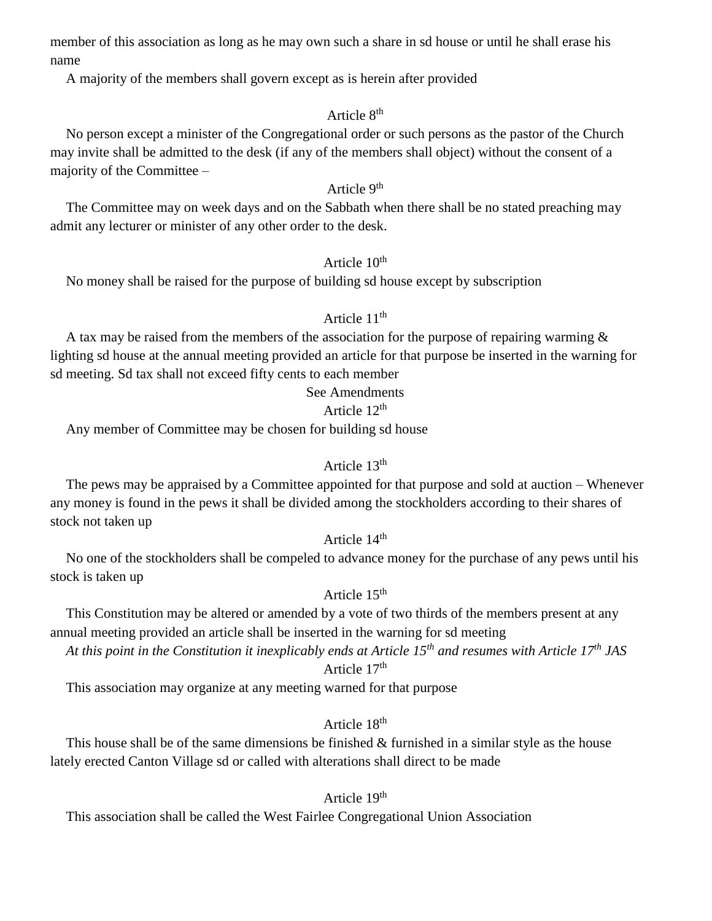member of this association as long as he may own such a share in sd house or until he shall erase his name

A majority of the members shall govern except as is herein after provided

Article 8th

No person except a minister of the Congregational order or such persons as the pastor of the Church may invite shall be admitted to the desk (if any of the members shall object) without the consent of a majority of the Committee –

Article 9th

The Committee may on week days and on the Sabbath when there shall be no stated preaching may admit any lecturer or minister of any other order to the desk.

Article 10th

No money shall be raised for the purpose of building sd house except by subscription

Article 11th

A tax may be raised from the members of the association for the purpose of repairing warming & lighting sd house at the annual meeting provided an article for that purpose be inserted in the warning for sd meeting. Sd tax shall not exceed fifty cents to each member

See Amendments

Article 12th

Any member of Committee may be chosen for building sd house

Article 13th

The pews may be appraised by a Committee appointed for that purpose and sold at auction – Whenever any money is found in the pews it shall be divided among the stockholders according to their shares of stock not taken up

Article 14th

No one of the stockholders shall be compeled to advance money for the purchase of any pews until his stock is taken up

Article 15th

This Constitution may be altered or amended by a vote of two thirds of the members present at any annual meeting provided an article shall be inserted in the warning for sd meeting

*At this point in the Constitution it inexplicably ends at Article 15th and resumes with Article 17th JAS*

Article 17th

This association may organize at any meeting warned for that purpose

Article 18th

This house shall be of the same dimensions be finished & furnished in a similar style as the house lately erected Canton Village sd or called with alterations shall direct to be made

Article 19th

This association shall be called the West Fairlee Congregational Union Association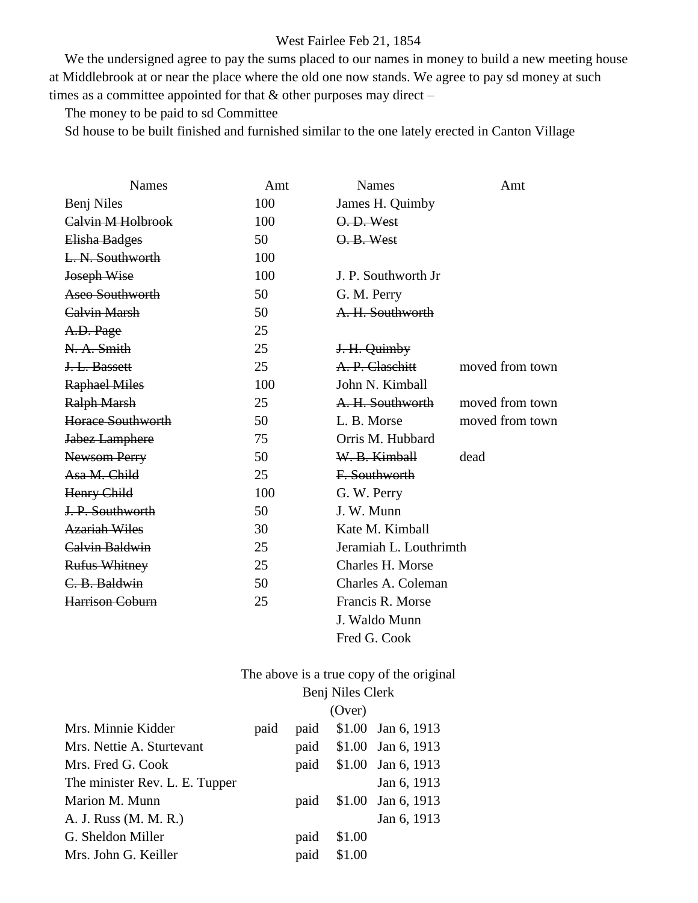West Fairlee Feb 21, 1854

We the undersigned agree to pay the sums placed to our names in money to build a new meeting house at Middlebrook at or near the place where the old one now stands. We agree to pay sd money at such times as a committee appointed for that & other purposes may direct –

The money to be paid to sd Committee

Sd house to be built finished and furnished similar to the one lately erected in Canton Village

| Names | Amt | Names | Amt |
|---|---|---|---|
| Benj Niles | 100 | James H. Quimby | |
| ~~Calvin M Holbrook~~ | 100 | ~~O. D. West~~ | |
| ~~Elisha Badges~~ | 50 | ~~O. B. West~~ | |
| ~~L. N. Southworth~~ | 100 | | |
| ~~Joseph Wise~~ | 100 | J. P. Southworth Jr | |
| ~~Aseo Southworth~~ | 50 | G. M. Perry | |
| ~~Calvin Marsh~~ | 50 | ~~A. H. Southworth~~ | |
| ~~A.D. Page~~ | 25 | | |
| ~~N. A. Smith~~ | 25 | ~~J. H. Quimby~~ | |
| ~~J. L. Bassett~~ | 25 | ~~A. P. Claschitt~~ | moved from town |
| ~~Raphael Miles~~ | 100 | John N. Kimball | |
| ~~Ralph Marsh~~ | 25 | ~~A. H. Southworth~~ | moved from town |
| ~~Horace Southworth~~ | 50 | L. B. Morse | moved from town |
| ~~Jabez Lamphere~~ | 75 | Orris M. Hubbard | |
| ~~Newsom Perry~~ | 50 | ~~W. B. Kimball~~ | dead |
| ~~Asa M. Child~~ | 25 | ~~F. Southworth~~ | |
| ~~Henry Child~~ | 100 | G. W. Perry | |
| ~~J. P. Southworth~~ | 50 | J. W. Munn | |
| ~~Azariah Wiles~~ | 30 | Kate M. Kimball | |
| ~~Calvin Baldwin~~ | 25 | Jeramiah L. Louthrimth | |
| ~~Rufus Whitney~~ | 25 | Charles H. Morse | |
| ~~C. B. Baldwin~~ | 50 | Charles A. Coleman | |
| ~~Harrison Coburn~~ | 25 | Francis R. Morse | |
| | | J. Waldo Munn | |
| | | Fred G. Cook | |

The above is a true copy of the original
Benj Niles Clerk
(Over)

| | | | | |
|---|---|---|---|---|
| Mrs. Minnie Kidder | paid | paid | $1.00 | Jan 6, 1913 |
| Mrs. Nettie A. Sturtevant | | paid | $1.00 | Jan 6, 1913 |
| Mrs. Fred G. Cook | | paid | $1.00 | Jan 6, 1913 |
| The minister Rev. L. E. Tupper | | | | Jan 6, 1913 |
| Marion M. Munn | | paid | $1.00 | Jan 6, 1913 |
| A. J. Russ (M. M. R.) | | | | Jan 6, 1913 |
| G. Sheldon Miller | | paid | $1.00 | |
| Mrs. John G. Keiller | | paid | $1.00 | |